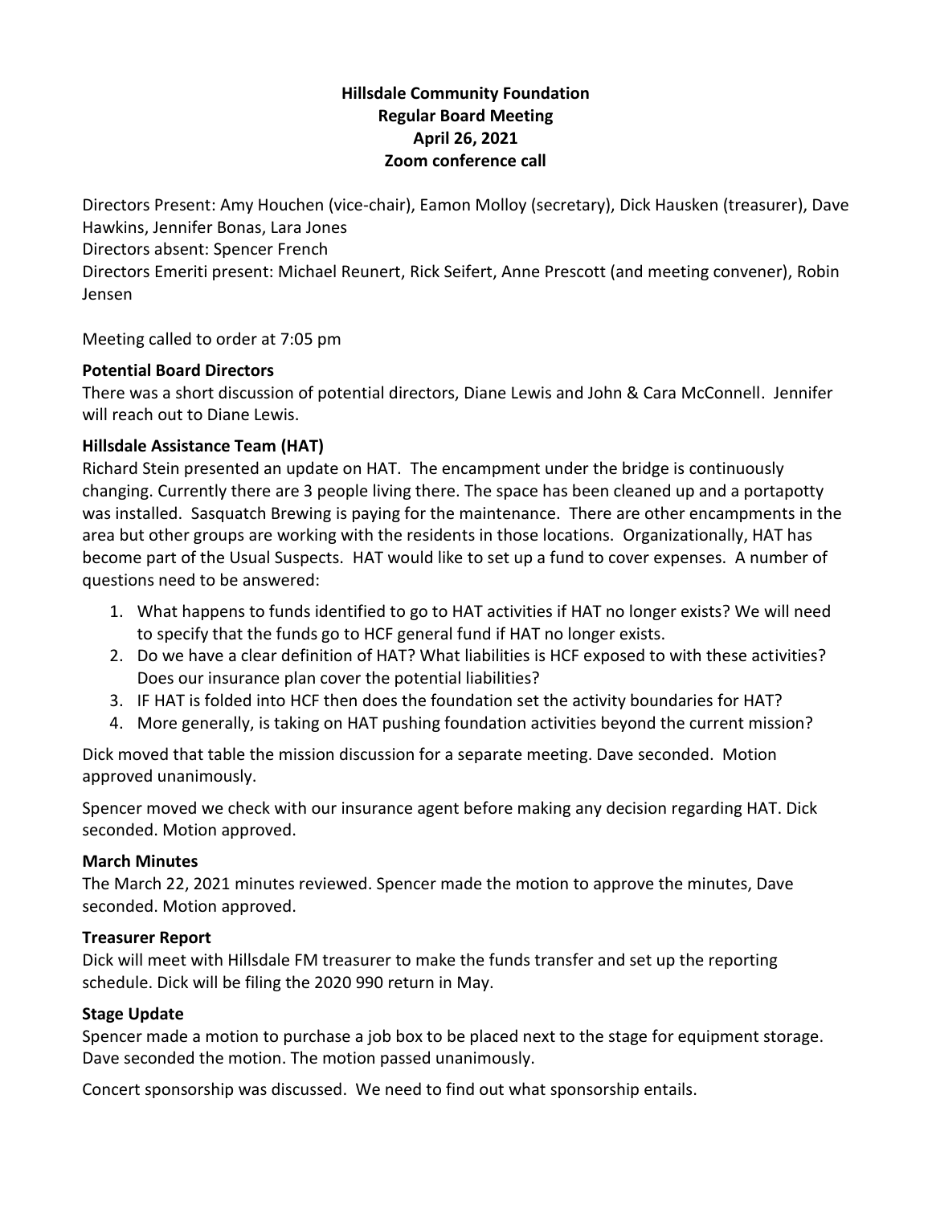# Hillsdale Community Foundation
## Regular Board Meeting
## April 26, 2021
## Zoom conference call

Directors Present: Amy Houchen (vice-chair), Eamon Molloy (secretary), Dick Hausken (treasurer), Dave Hawkins, Jennifer Bonas, Lara Jones
Directors absent: Spencer French
Directors Emeriti present: Michael Reunert, Rick Seifert, Anne Prescott (and meeting convener), Robin Jensen

Meeting called to order at 7:05 pm

**Potential Board Directors**

There was a short discussion of potential directors, Diane Lewis and John & Cara McConnell. Jennifer will reach out to Diane Lewis.

**Hillsdale Assistance Team (HAT)**

Richard Stein presented an update on HAT. The encampment under the bridge is continuously changing. Currently there are 3 people living there. The space has been cleaned up and a portapotty was installed. Sasquatch Brewing is paying for the maintenance. There are other encampments in the area but other groups are working with the residents in those locations. Organizationally, HAT has become part of the Usual Suspects. HAT would like to set up a fund to cover expenses. A number of questions need to be answered:

1. What happens to funds identified to go to HAT activities if HAT no longer exists? We will need to specify that the funds go to HCF general fund if HAT no longer exists.
2. Do we have a clear definition of HAT? What liabilities is HCF exposed to with these activities? Does our insurance plan cover the potential liabilities?
3. IF HAT is folded into HCF then does the foundation set the activity boundaries for HAT?
4. More generally, is taking on HAT pushing foundation activities beyond the current mission?

Dick moved that table the mission discussion for a separate meeting. Dave seconded. Motion approved unanimously.

Spencer moved we check with our insurance agent before making any decision regarding HAT. Dick seconded. Motion approved.

**March Minutes**

The March 22, 2021 minutes reviewed. Spencer made the motion to approve the minutes, Dave seconded. Motion approved.

**Treasurer Report**

Dick will meet with Hillsdale FM treasurer to make the funds transfer and set up the reporting schedule. Dick will be filing the 2020 990 return in May.

**Stage Update**

Spencer made a motion to purchase a job box to be placed next to the stage for equipment storage. Dave seconded the motion. The motion passed unanimously.

Concert sponsorship was discussed. We need to find out what sponsorship entails.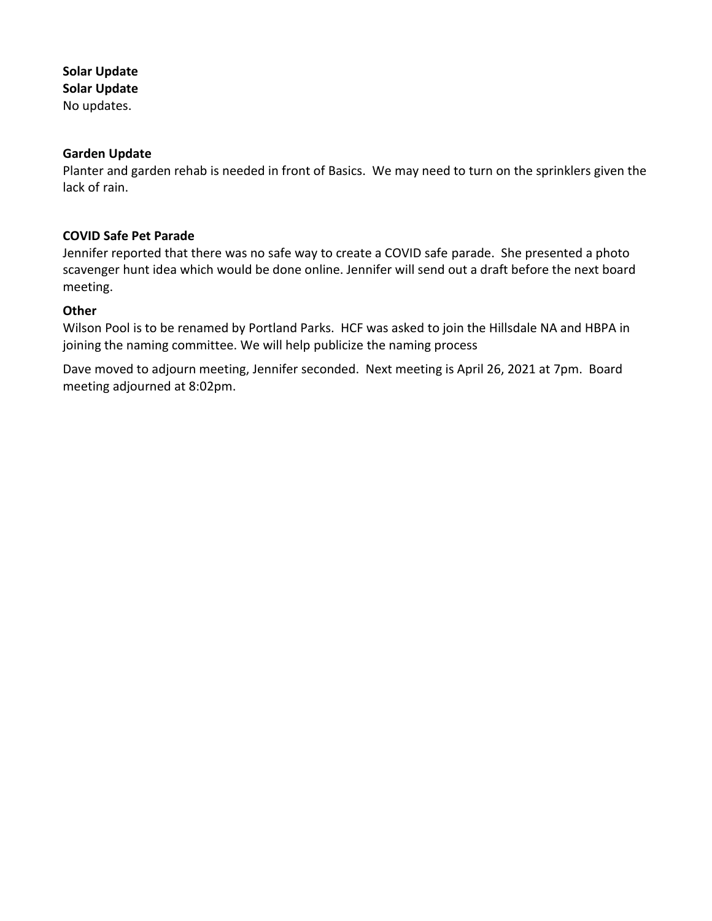**Solar Update**
**Solar Update**
No updates.

**Garden Update**
Planter and garden rehab is needed in front of Basics. We may need to turn on the sprinklers given the lack of rain.

**COVID Safe Pet Parade**
Jennifer reported that there was no safe way to create a COVID safe parade. She presented a photo scavenger hunt idea which would be done online. Jennifer will send out a draft before the next board meeting.

**Other**
Wilson Pool is to be renamed by Portland Parks. HCF was asked to join the Hillsdale NA and HBPA in joining the naming committee. We will help publicize the naming process

Dave moved to adjourn meeting, Jennifer seconded. Next meeting is April 26, 2021 at 7pm. Board meeting adjourned at 8:02pm.